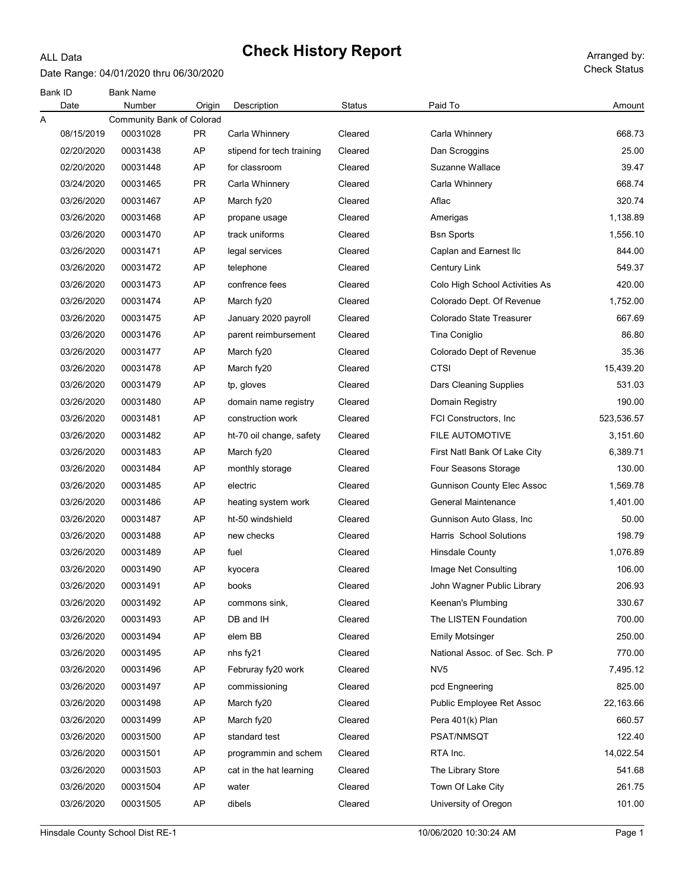ALL Data

# Check History Report

Arranged by: Check Status

Date Range: 04/01/2020 thru 06/30/2020

| Bank ID | Bank Name | | | | | |
|---|---|---|---|---|---|---|
| Date | Number | Origin | Description | Status | Paid To | Amount |
| A | Community Bank of Colorad | | | | | |
| 08/15/2019 | 00031028 | PR | Carla Whinnery | Cleared | Carla Whinnery | 668.73 |
| 02/20/2020 | 00031438 | AP | stipend for tech training | Cleared | Dan Scroggins | 25.00 |
| 02/20/2020 | 00031448 | AP | for classroom | Cleared | Suzanne Wallace | 39.47 |
| 03/24/2020 | 00031465 | PR | Carla Whinnery | Cleared | Carla Whinnery | 668.74 |
| 03/26/2020 | 00031467 | AP | March fy20 | Cleared | Aflac | 320.74 |
| 03/26/2020 | 00031468 | AP | propane usage | Cleared | Amerigas | 1,138.89 |
| 03/26/2020 | 00031470 | AP | track uniforms | Cleared | Bsn Sports | 1,556.10 |
| 03/26/2020 | 00031471 | AP | legal services | Cleared | Caplan and Earnest llc | 844.00 |
| 03/26/2020 | 00031472 | AP | telephone | Cleared | Century Link | 549.37 |
| 03/26/2020 | 00031473 | AP | confrence fees | Cleared | Colo High School Activities As | 420.00 |
| 03/26/2020 | 00031474 | AP | March fy20 | Cleared | Colorado Dept. Of Revenue | 1,752.00 |
| 03/26/2020 | 00031475 | AP | January 2020 payroll | Cleared | Colorado State Treasurer | 667.69 |
| 03/26/2020 | 00031476 | AP | parent reimbursement | Cleared | Tina Coniglio | 86.80 |
| 03/26/2020 | 00031477 | AP | March fy20 | Cleared | Colorado Dept of Revenue | 35.36 |
| 03/26/2020 | 00031478 | AP | March fy20 | Cleared | CTSI | 15,439.20 |
| 03/26/2020 | 00031479 | AP | tp, gloves | Cleared | Dars Cleaning Supplies | 531.03 |
| 03/26/2020 | 00031480 | AP | domain name registry | Cleared | Domain Registry | 190.00 |
| 03/26/2020 | 00031481 | AP | construction work | Cleared | FCI Constructors, Inc | 523,536.57 |
| 03/26/2020 | 00031482 | AP | ht-70 oil change, safety | Cleared | FILE AUTOMOTIVE | 3,151.60 |
| 03/26/2020 | 00031483 | AP | March fy20 | Cleared | First Natl Bank Of Lake City | 6,389.71 |
| 03/26/2020 | 00031484 | AP | monthly storage | Cleared | Four Seasons Storage | 130.00 |
| 03/26/2020 | 00031485 | AP | electric | Cleared | Gunnison County Elec Assoc | 1,569.78 |
| 03/26/2020 | 00031486 | AP | heating system work | Cleared | General Maintenance | 1,401.00 |
| 03/26/2020 | 00031487 | AP | ht-50 windshield | Cleared | Gunnison Auto Glass, Inc | 50.00 |
| 03/26/2020 | 00031488 | AP | new checks | Cleared | Harris School Solutions | 198.79 |
| 03/26/2020 | 00031489 | AP | fuel | Cleared | Hinsdale County | 1,076.89 |
| 03/26/2020 | 00031490 | AP | kyocera | Cleared | Image Net Consulting | 106.00 |
| 03/26/2020 | 00031491 | AP | books | Cleared | John Wagner Public Library | 206.93 |
| 03/26/2020 | 00031492 | AP | commons sink, | Cleared | Keenan's Plumbing | 330.67 |
| 03/26/2020 | 00031493 | AP | DB and IH | Cleared | The LISTEN Foundation | 700.00 |
| 03/26/2020 | 00031494 | AP | elem BB | Cleared | Emily Motsinger | 250.00 |
| 03/26/2020 | 00031495 | AP | nhs fy21 | Cleared | National Assoc. of Sec. Sch. P | 770.00 |
| 03/26/2020 | 00031496 | AP | Februray fy20 work | Cleared | NV5 | 7,495.12 |
| 03/26/2020 | 00031497 | AP | commissioning | Cleared | pcd Engneering | 825.00 |
| 03/26/2020 | 00031498 | AP | March fy20 | Cleared | Public Employee Ret Assoc | 22,163.66 |
| 03/26/2020 | 00031499 | AP | March fy20 | Cleared | Pera 401(k) Plan | 660.57 |
| 03/26/2020 | 00031500 | AP | standard test | Cleared | PSAT/NMSQT | 122.40 |
| 03/26/2020 | 00031501 | AP | programmin and schem | Cleared | RTA Inc. | 14,022.54 |
| 03/26/2020 | 00031503 | AP | cat in the hat learning | Cleared | The Library Store | 541.68 |
| 03/26/2020 | 00031504 | AP | water | Cleared | Town Of Lake City | 261.75 |
| 03/26/2020 | 00031505 | AP | dibels | Cleared | University of Oregon | 101.00 |

Hinsdale County School Dist RE-1 — 10/06/2020 10:30:24 AM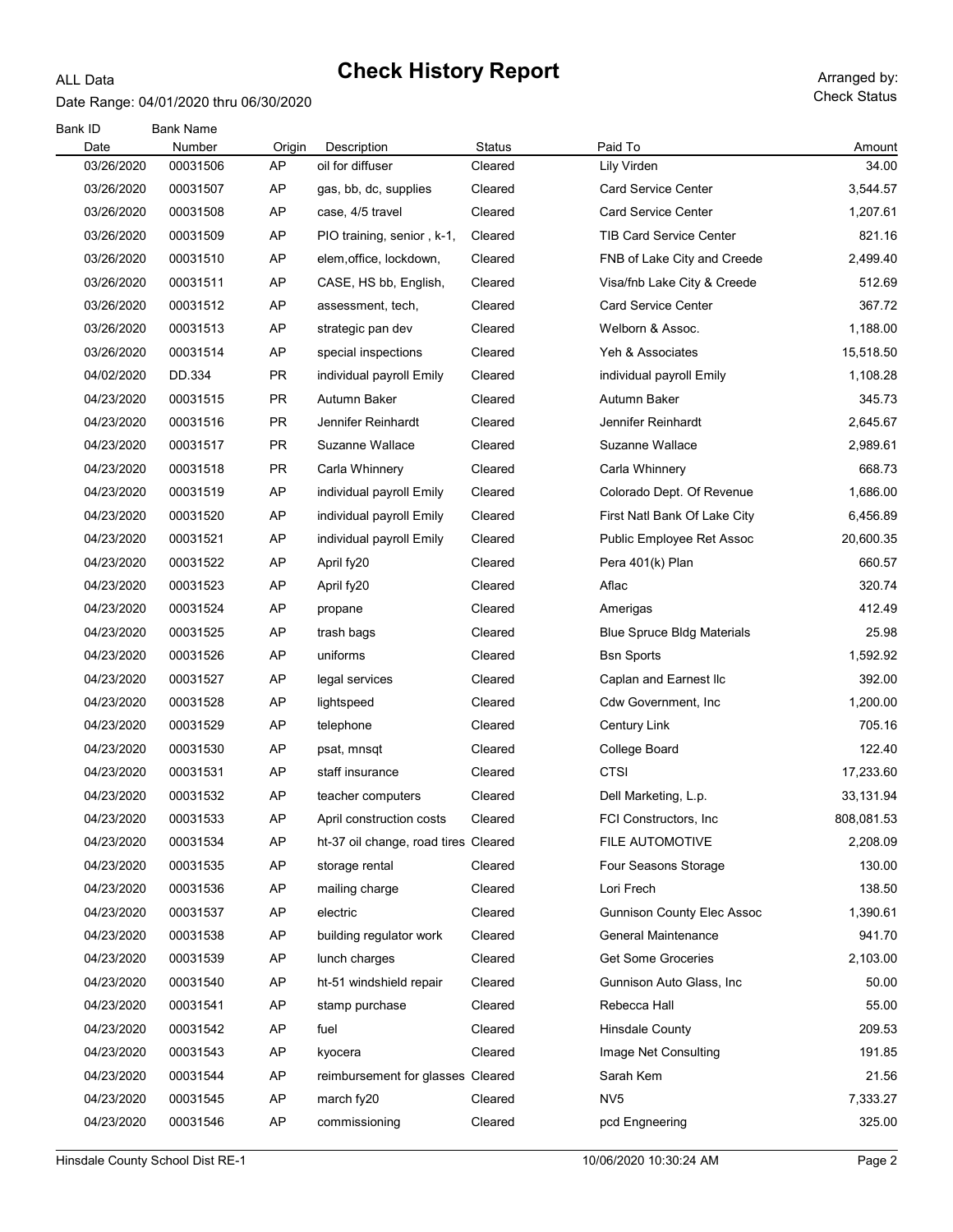# Check History Report

ALL Data

Date Range: 04/01/2020 thru 06/30/2020

Arranged by: Check Status

| Bank ID / Date | Bank Name / Number | Origin | Description | Status | Paid To | Amount |
|---|---|---|---|---|---|---|
| 03/26/2020 | 00031506 | AP | oil for diffuser | Cleared | Lily Virden | 34.00 |
| 03/26/2020 | 00031507 | AP | gas, bb, dc, supplies | Cleared | Card Service Center | 3,544.57 |
| 03/26/2020 | 00031508 | AP | case, 4/5 travel | Cleared | Card Service Center | 1,207.61 |
| 03/26/2020 | 00031509 | AP | PIO training, senior , k-1, | Cleared | TIB Card Service Center | 821.16 |
| 03/26/2020 | 00031510 | AP | elem,office, lockdown, | Cleared | FNB of Lake City and Creede | 2,499.40 |
| 03/26/2020 | 00031511 | AP | CASE, HS bb, English, | Cleared | Visa/fnb Lake City & Creede | 512.69 |
| 03/26/2020 | 00031512 | AP | assessment, tech, | Cleared | Card Service Center | 367.72 |
| 03/26/2020 | 00031513 | AP | strategic pan dev | Cleared | Welborn & Assoc. | 1,188.00 |
| 03/26/2020 | 00031514 | AP | special inspections | Cleared | Yeh & Associates | 15,518.50 |
| 04/02/2020 | DD.334 | PR | individual payroll Emily | Cleared | individual payroll Emily | 1,108.28 |
| 04/23/2020 | 00031515 | PR | Autumn Baker | Cleared | Autumn Baker | 345.73 |
| 04/23/2020 | 00031516 | PR | Jennifer Reinhardt | Cleared | Jennifer Reinhardt | 2,645.67 |
| 04/23/2020 | 00031517 | PR | Suzanne Wallace | Cleared | Suzanne Wallace | 2,989.61 |
| 04/23/2020 | 00031518 | PR | Carla Whinnery | Cleared | Carla Whinnery | 668.73 |
| 04/23/2020 | 00031519 | AP | individual payroll Emily | Cleared | Colorado Dept. Of Revenue | 1,686.00 |
| 04/23/2020 | 00031520 | AP | individual payroll Emily | Cleared | First Natl Bank Of Lake City | 6,456.89 |
| 04/23/2020 | 00031521 | AP | individual payroll Emily | Cleared | Public Employee Ret Assoc | 20,600.35 |
| 04/23/2020 | 00031522 | AP | April fy20 | Cleared | Pera 401(k) Plan | 660.57 |
| 04/23/2020 | 00031523 | AP | April fy20 | Cleared | Aflac | 320.74 |
| 04/23/2020 | 00031524 | AP | propane | Cleared | Amerigas | 412.49 |
| 04/23/2020 | 00031525 | AP | trash bags | Cleared | Blue Spruce Bldg Materials | 25.98 |
| 04/23/2020 | 00031526 | AP | uniforms | Cleared | Bsn Sports | 1,592.92 |
| 04/23/2020 | 00031527 | AP | legal services | Cleared | Caplan and Earnest llc | 392.00 |
| 04/23/2020 | 00031528 | AP | lightspeed | Cleared | Cdw Government, Inc | 1,200.00 |
| 04/23/2020 | 00031529 | AP | telephone | Cleared | Century Link | 705.16 |
| 04/23/2020 | 00031530 | AP | psat, mnsqt | Cleared | College Board | 122.40 |
| 04/23/2020 | 00031531 | AP | staff insurance | Cleared | CTSI | 17,233.60 |
| 04/23/2020 | 00031532 | AP | teacher computers | Cleared | Dell Marketing, L.p. | 33,131.94 |
| 04/23/2020 | 00031533 | AP | April construction costs | Cleared | FCI Constructors, Inc | 808,081.53 |
| 04/23/2020 | 00031534 | AP | ht-37 oil change, road tires | Cleared | FILE AUTOMOTIVE | 2,208.09 |
| 04/23/2020 | 00031535 | AP | storage rental | Cleared | Four Seasons Storage | 130.00 |
| 04/23/2020 | 00031536 | AP | mailing charge | Cleared | Lori Frech | 138.50 |
| 04/23/2020 | 00031537 | AP | electric | Cleared | Gunnison County Elec Assoc | 1,390.61 |
| 04/23/2020 | 00031538 | AP | building regulator work | Cleared | General Maintenance | 941.70 |
| 04/23/2020 | 00031539 | AP | lunch charges | Cleared | Get Some Groceries | 2,103.00 |
| 04/23/2020 | 00031540 | AP | ht-51 windshield repair | Cleared | Gunnison Auto Glass, Inc | 50.00 |
| 04/23/2020 | 00031541 | AP | stamp purchase | Cleared | Rebecca Hall | 55.00 |
| 04/23/2020 | 00031542 | AP | fuel | Cleared | Hinsdale County | 209.53 |
| 04/23/2020 | 00031543 | AP | kyocera | Cleared | Image Net Consulting | 191.85 |
| 04/23/2020 | 00031544 | AP | reimbursement for glasses | Cleared | Sarah Kem | 21.56 |
| 04/23/2020 | 00031545 | AP | march fy20 | Cleared | NV5 | 7,333.27 |
| 04/23/2020 | 00031546 | AP | commissioning | Cleared | pcd Engneering | 325.00 |

Hinsdale County School Dist RE-1 10/06/2020 10:30:24 AM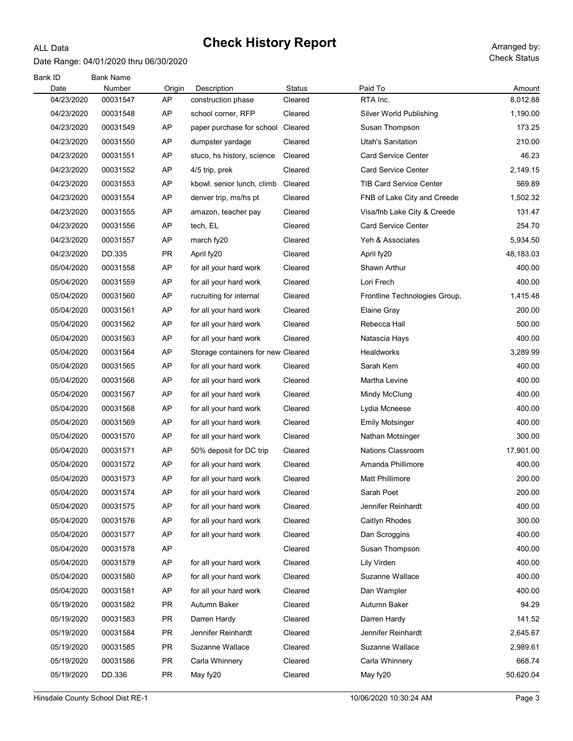# Check History Report

ALL Data

Date Range: 04/01/2020 thru 06/30/2020

Arranged by: Check Status

| Bank ID | Bank Name | | | | | |
|---|---|---|---|---|---|---|
| Date | Number | Origin | Description | Status | Paid To | Amount |
| 04/23/2020 | 00031547 | AP | construction phase | Cleared | RTA Inc. | 8,012.88 |
| 04/23/2020 | 00031548 | AP | school corner, RFP | Cleared | Silver World Publishing | 1,190.00 |
| 04/23/2020 | 00031549 | AP | paper purchase for school | Cleared | Susan Thompson | 173.25 |
| 04/23/2020 | 00031550 | AP | dumpster yardage | Cleared | Utah's Sanitation | 210.00 |
| 04/23/2020 | 00031551 | AP | stuco, hs history, science | Cleared | Card Service Center | 46.23 |
| 04/23/2020 | 00031552 | AP | 4/5 trip, prek | Cleared | Card Service Center | 2,149.15 |
| 04/23/2020 | 00031553 | AP | kbowl. senior lunch, climb | Cleared | TIB Card Service Center | 569.89 |
| 04/23/2020 | 00031554 | AP | denver trip, ms/hs pt | Cleared | FNB of Lake City and Creede | 1,502.32 |
| 04/23/2020 | 00031555 | AP | amazon, teacher pay | Cleared | Visa/fnb Lake City & Creede | 131.47 |
| 04/23/2020 | 00031556 | AP | tech, EL | Cleared | Card Service Center | 254.70 |
| 04/23/2020 | 00031557 | AP | march fy20 | Cleared | Yeh & Associates | 5,934.50 |
| 04/23/2020 | DD.335 | PR | April fy20 | Cleared | April fy20 | 48,183.03 |
| 05/04/2020 | 00031558 | AP | for all your hard work | Cleared | Shawn Arthur | 400.00 |
| 05/04/2020 | 00031559 | AP | for all your hard work | Cleared | Lori Frech | 400.00 |
| 05/04/2020 | 00031560 | AP | rucruiting for internal | Cleared | Frontline Technologies Group, | 1,415.48 |
| 05/04/2020 | 00031561 | AP | for all your hard work | Cleared | Elaine Gray | 200.00 |
| 05/04/2020 | 00031562 | AP | for all your hard work | Cleared | Rebecca Hall | 500.00 |
| 05/04/2020 | 00031563 | AP | for all your hard work | Cleared | Natascia Hays | 400.00 |
| 05/04/2020 | 00031564 | AP | Storage containers for new | Cleared | Healdworks | 3,289.99 |
| 05/04/2020 | 00031565 | AP | for all your hard work | Cleared | Sarah Kem | 400.00 |
| 05/04/2020 | 00031566 | AP | for all your hard work | Cleared | Martha Levine | 400.00 |
| 05/04/2020 | 00031567 | AP | for all your hard work | Cleared | Mindy McClung | 400.00 |
| 05/04/2020 | 00031568 | AP | for all your hard work | Cleared | Lydia Mcneese | 400.00 |
| 05/04/2020 | 00031569 | AP | for all your hard work | Cleared | Emily Motsinger | 400.00 |
| 05/04/2020 | 00031570 | AP | for all your hard work | Cleared | Nathan Motsinger | 300.00 |
| 05/04/2020 | 00031571 | AP | 50% deposit for DC trip | Cleared | Nations Classroom | 17,901.00 |
| 05/04/2020 | 00031572 | AP | for all your hard work | Cleared | Amanda Phillimore | 400.00 |
| 05/04/2020 | 00031573 | AP | for all your hard work | Cleared | Matt Phillimore | 200.00 |
| 05/04/2020 | 00031574 | AP | for all your hard work | Cleared | Sarah Poet | 200.00 |
| 05/04/2020 | 00031575 | AP | for all your hard work | Cleared | Jennifer Reinhardt | 400.00 |
| 05/04/2020 | 00031576 | AP | for all your hard work | Cleared | Caitlyn Rhodes | 300.00 |
| 05/04/2020 | 00031577 | AP | for all your hard work | Cleared | Dan Scroggins | 400.00 |
| 05/04/2020 | 00031578 | AP | | Cleared | Susan Thompson | 400.00 |
| 05/04/2020 | 00031579 | AP | for all your hard work | Cleared | Lily Virden | 400.00 |
| 05/04/2020 | 00031580 | AP | for all your hard work | Cleared | Suzanne Wallace | 400.00 |
| 05/04/2020 | 00031581 | AP | for all your hard work | Cleared | Dan Wampler | 400.00 |
| 05/19/2020 | 00031582 | PR | Autumn Baker | Cleared | Autumn Baker | 94.29 |
| 05/19/2020 | 00031583 | PR | Darren Hardy | Cleared | Darren Hardy | 141.52 |
| 05/19/2020 | 00031584 | PR | Jennifer Reinhardt | Cleared | Jennifer Reinhardt | 2,645.67 |
| 05/19/2020 | 00031585 | PR | Suzanne Wallace | Cleared | Suzanne Wallace | 2,989.61 |
| 05/19/2020 | 00031586 | PR | Carla Whinnery | Cleared | Carla Whinnery | 668.74 |
| 05/19/2020 | DD.336 | PR | May fy20 | Cleared | May fy20 | 50,620.04 |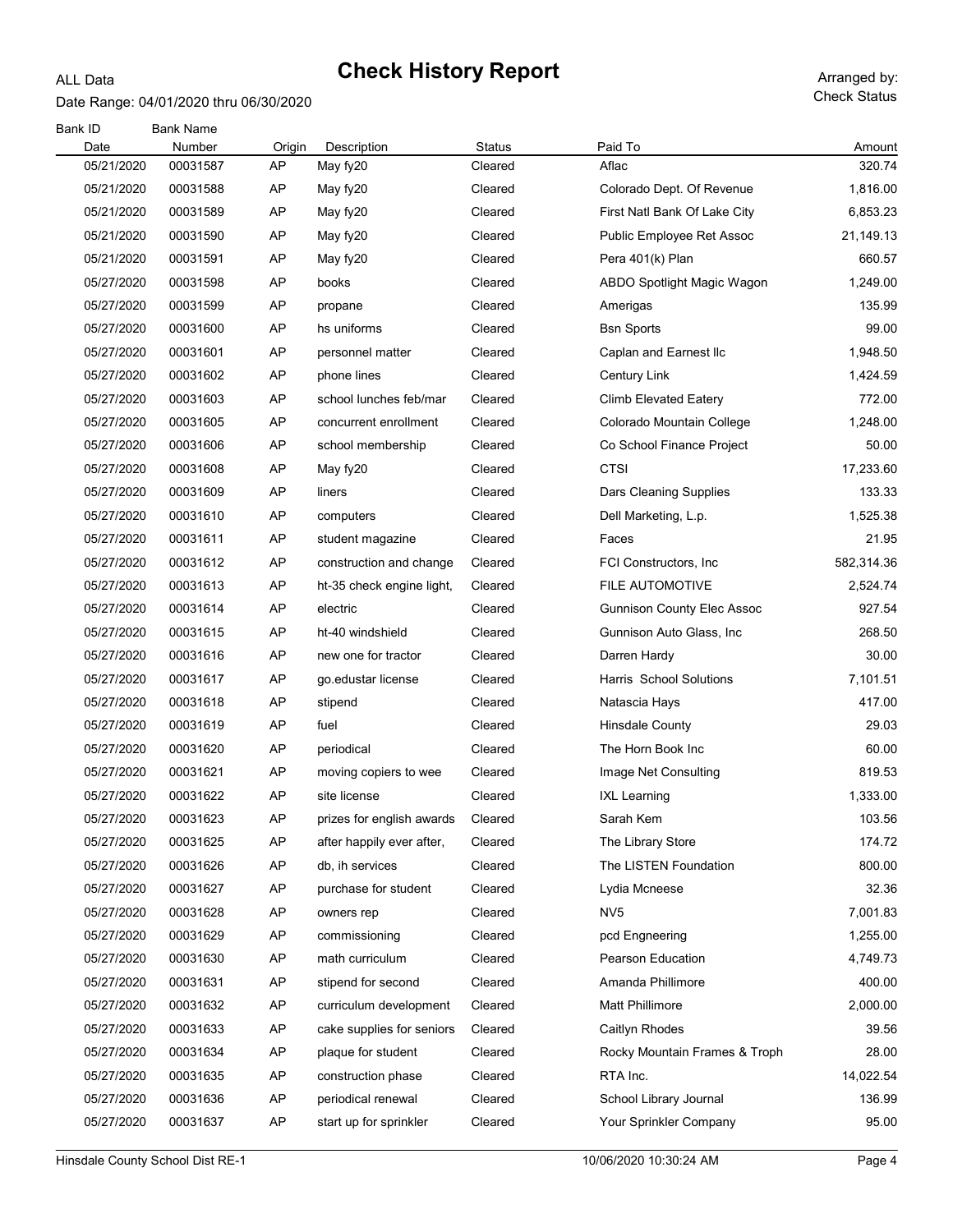# Check History Report

ALL Data

Date Range: 04/01/2020 thru 06/30/2020

Arranged by: Check Status

| Bank ID Date | Bank Name Number | Origin | Description | Status | Paid To | Amount |
|---|---|---|---|---|---|---|
| 05/21/2020 | 00031587 | AP | May fy20 | Cleared | Aflac | 320.74 |
| 05/21/2020 | 00031588 | AP | May fy20 | Cleared | Colorado Dept. Of Revenue | 1,816.00 |
| 05/21/2020 | 00031589 | AP | May fy20 | Cleared | First Natl Bank Of Lake City | 6,853.23 |
| 05/21/2020 | 00031590 | AP | May fy20 | Cleared | Public Employee Ret Assoc | 21,149.13 |
| 05/21/2020 | 00031591 | AP | May fy20 | Cleared | Pera 401(k) Plan | 660.57 |
| 05/27/2020 | 00031598 | AP | books | Cleared | ABDO Spotlight Magic Wagon | 1,249.00 |
| 05/27/2020 | 00031599 | AP | propane | Cleared | Amerigas | 135.99 |
| 05/27/2020 | 00031600 | AP | hs uniforms | Cleared | Bsn Sports | 99.00 |
| 05/27/2020 | 00031601 | AP | personnel matter | Cleared | Caplan and Earnest llc | 1,948.50 |
| 05/27/2020 | 00031602 | AP | phone lines | Cleared | Century Link | 1,424.59 |
| 05/27/2020 | 00031603 | AP | school lunches feb/mar | Cleared | Climb Elevated Eatery | 772.00 |
| 05/27/2020 | 00031605 | AP | concurrent enrollment | Cleared | Colorado Mountain College | 1,248.00 |
| 05/27/2020 | 00031606 | AP | school membership | Cleared | Co School Finance Project | 50.00 |
| 05/27/2020 | 00031608 | AP | May fy20 | Cleared | CTSI | 17,233.60 |
| 05/27/2020 | 00031609 | AP | liners | Cleared | Dars Cleaning Supplies | 133.33 |
| 05/27/2020 | 00031610 | AP | computers | Cleared | Dell Marketing, L.p. | 1,525.38 |
| 05/27/2020 | 00031611 | AP | student magazine | Cleared | Faces | 21.95 |
| 05/27/2020 | 00031612 | AP | construction and change | Cleared | FCI Constructors, Inc | 582,314.36 |
| 05/27/2020 | 00031613 | AP | ht-35 check engine light, | Cleared | FILE AUTOMOTIVE | 2,524.74 |
| 05/27/2020 | 00031614 | AP | electric | Cleared | Gunnison County Elec Assoc | 927.54 |
| 05/27/2020 | 00031615 | AP | ht-40 windshield | Cleared | Gunnison Auto Glass, Inc | 268.50 |
| 05/27/2020 | 00031616 | AP | new one for tractor | Cleared | Darren Hardy | 30.00 |
| 05/27/2020 | 00031617 | AP | go.edustar license | Cleared | Harris School Solutions | 7,101.51 |
| 05/27/2020 | 00031618 | AP | stipend | Cleared | Natascia Hays | 417.00 |
| 05/27/2020 | 00031619 | AP | fuel | Cleared | Hinsdale County | 29.03 |
| 05/27/2020 | 00031620 | AP | periodical | Cleared | The Horn Book Inc | 60.00 |
| 05/27/2020 | 00031621 | AP | moving copiers to wee | Cleared | Image Net Consulting | 819.53 |
| 05/27/2020 | 00031622 | AP | site license | Cleared | IXL Learning | 1,333.00 |
| 05/27/2020 | 00031623 | AP | prizes for english awards | Cleared | Sarah Kem | 103.56 |
| 05/27/2020 | 00031625 | AP | after happily ever after, | Cleared | The Library Store | 174.72 |
| 05/27/2020 | 00031626 | AP | db, ih services | Cleared | The LISTEN Foundation | 800.00 |
| 05/27/2020 | 00031627 | AP | purchase for student | Cleared | Lydia Mcneese | 32.36 |
| 05/27/2020 | 00031628 | AP | owners rep | Cleared | NV5 | 7,001.83 |
| 05/27/2020 | 00031629 | AP | commissioning | Cleared | pcd Engneering | 1,255.00 |
| 05/27/2020 | 00031630 | AP | math curriculum | Cleared | Pearson Education | 4,749.73 |
| 05/27/2020 | 00031631 | AP | stipend for second | Cleared | Amanda Phillimore | 400.00 |
| 05/27/2020 | 00031632 | AP | curriculum development | Cleared | Matt Phillimore | 2,000.00 |
| 05/27/2020 | 00031633 | AP | cake supplies for seniors | Cleared | Caitlyn Rhodes | 39.56 |
| 05/27/2020 | 00031634 | AP | plaque for student | Cleared | Rocky Mountain Frames & Troph | 28.00 |
| 05/27/2020 | 00031635 | AP | construction phase | Cleared | RTA Inc. | 14,022.54 |
| 05/27/2020 | 00031636 | AP | periodical renewal | Cleared | School Library Journal | 136.99 |
| 05/27/2020 | 00031637 | AP | start up for sprinkler | Cleared | Your Sprinkler Company | 95.00 |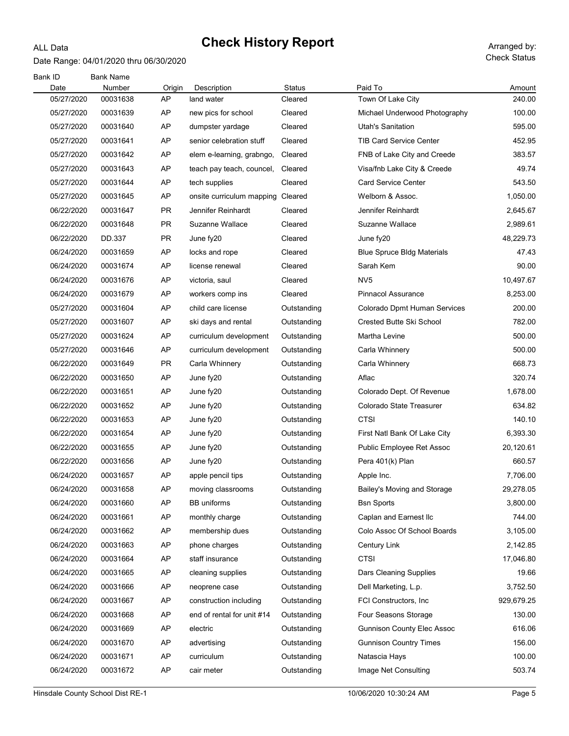# Check History Report

ALL Data

Date Range: 04/01/2020 thru 06/30/2020

Arranged by: Check Status

| Bank ID | Bank Name | | | | | |
|---|---|---|---|---|---|---|
| Date | Number | Origin | Description | Status | Paid To | Amount |
| 05/27/2020 | 00031638 | AP | land water | Cleared | Town Of Lake City | 240.00 |
| 05/27/2020 | 00031639 | AP | new pics for school | Cleared | Michael Underwood Photography | 100.00 |
| 05/27/2020 | 00031640 | AP | dumpster yardage | Cleared | Utah's Sanitation | 595.00 |
| 05/27/2020 | 00031641 | AP | senior celebration stuff | Cleared | TIB Card Service Center | 452.95 |
| 05/27/2020 | 00031642 | AP | elem e-learning, grabngo, | Cleared | FNB of Lake City and Creede | 383.57 |
| 05/27/2020 | 00031643 | AP | teach pay teach, councel, | Cleared | Visa/fnb Lake City & Creede | 49.74 |
| 05/27/2020 | 00031644 | AP | tech supplies | Cleared | Card Service Center | 543.50 |
| 05/27/2020 | 00031645 | AP | onsite curriculum mapping | Cleared | Welborn & Assoc. | 1,050.00 |
| 06/22/2020 | 00031647 | PR | Jennifer Reinhardt | Cleared | Jennifer Reinhardt | 2,645.67 |
| 06/22/2020 | 00031648 | PR | Suzanne Wallace | Cleared | Suzanne Wallace | 2,989.61 |
| 06/22/2020 | DD.337 | PR | June fy20 | Cleared | June fy20 | 48,229.73 |
| 06/24/2020 | 00031659 | AP | locks and rope | Cleared | Blue Spruce Bldg Materials | 47.43 |
| 06/24/2020 | 00031674 | AP | license renewal | Cleared | Sarah Kem | 90.00 |
| 06/24/2020 | 00031676 | AP | victoria, saul | Cleared | NV5 | 10,497.67 |
| 06/24/2020 | 00031679 | AP | workers comp ins | Cleared | Pinnacol Assurance | 8,253.00 |
| 05/27/2020 | 00031604 | AP | child care license | Outstanding | Colorado Dpmt Human Services | 200.00 |
| 05/27/2020 | 00031607 | AP | ski days and rental | Outstanding | Crested Butte Ski School | 782.00 |
| 05/27/2020 | 00031624 | AP | curriculum development | Outstanding | Martha Levine | 500.00 |
| 05/27/2020 | 00031646 | AP | curriculum development | Outstanding | Carla Whinnery | 500.00 |
| 06/22/2020 | 00031649 | PR | Carla Whinnery | Outstanding | Carla Whinnery | 668.73 |
| 06/22/2020 | 00031650 | AP | June fy20 | Outstanding | Aflac | 320.74 |
| 06/22/2020 | 00031651 | AP | June fy20 | Outstanding | Colorado Dept. Of Revenue | 1,678.00 |
| 06/22/2020 | 00031652 | AP | June fy20 | Outstanding | Colorado State Treasurer | 634.82 |
| 06/22/2020 | 00031653 | AP | June fy20 | Outstanding | CTSI | 140.10 |
| 06/22/2020 | 00031654 | AP | June fy20 | Outstanding | First Natl Bank Of Lake City | 6,393.30 |
| 06/22/2020 | 00031655 | AP | June fy20 | Outstanding | Public Employee Ret Assoc | 20,120.61 |
| 06/22/2020 | 00031656 | AP | June fy20 | Outstanding | Pera 401(k) Plan | 660.57 |
| 06/24/2020 | 00031657 | AP | apple pencil tips | Outstanding | Apple Inc. | 7,706.00 |
| 06/24/2020 | 00031658 | AP | moving classrooms | Outstanding | Bailey's Moving and Storage | 29,278.05 |
| 06/24/2020 | 00031660 | AP | BB uniforms | Outstanding | Bsn Sports | 3,800.00 |
| 06/24/2020 | 00031661 | AP | monthly charge | Outstanding | Caplan and Earnest llc | 744.00 |
| 06/24/2020 | 00031662 | AP | membership dues | Outstanding | Colo Assoc Of School Boards | 3,105.00 |
| 06/24/2020 | 00031663 | AP | phone charges | Outstanding | Century Link | 2,142.85 |
| 06/24/2020 | 00031664 | AP | staff insurance | Outstanding | CTSI | 17,046.80 |
| 06/24/2020 | 00031665 | AP | cleaning supplies | Outstanding | Dars Cleaning Supplies | 19.66 |
| 06/24/2020 | 00031666 | AP | neoprene case | Outstanding | Dell Marketing, L.p. | 3,752.50 |
| 06/24/2020 | 00031667 | AP | construction including | Outstanding | FCI Constructors, Inc | 929,679.25 |
| 06/24/2020 | 00031668 | AP | end of rental for unit #14 | Outstanding | Four Seasons Storage | 130.00 |
| 06/24/2020 | 00031669 | AP | electric | Outstanding | Gunnison County Elec Assoc | 616.06 |
| 06/24/2020 | 00031670 | AP | advertising | Outstanding | Gunnison Country Times | 156.00 |
| 06/24/2020 | 00031671 | AP | curriculum | Outstanding | Natascia Hays | 100.00 |
| 06/24/2020 | 00031672 | AP | cair meter | Outstanding | Image Net Consulting | 503.74 |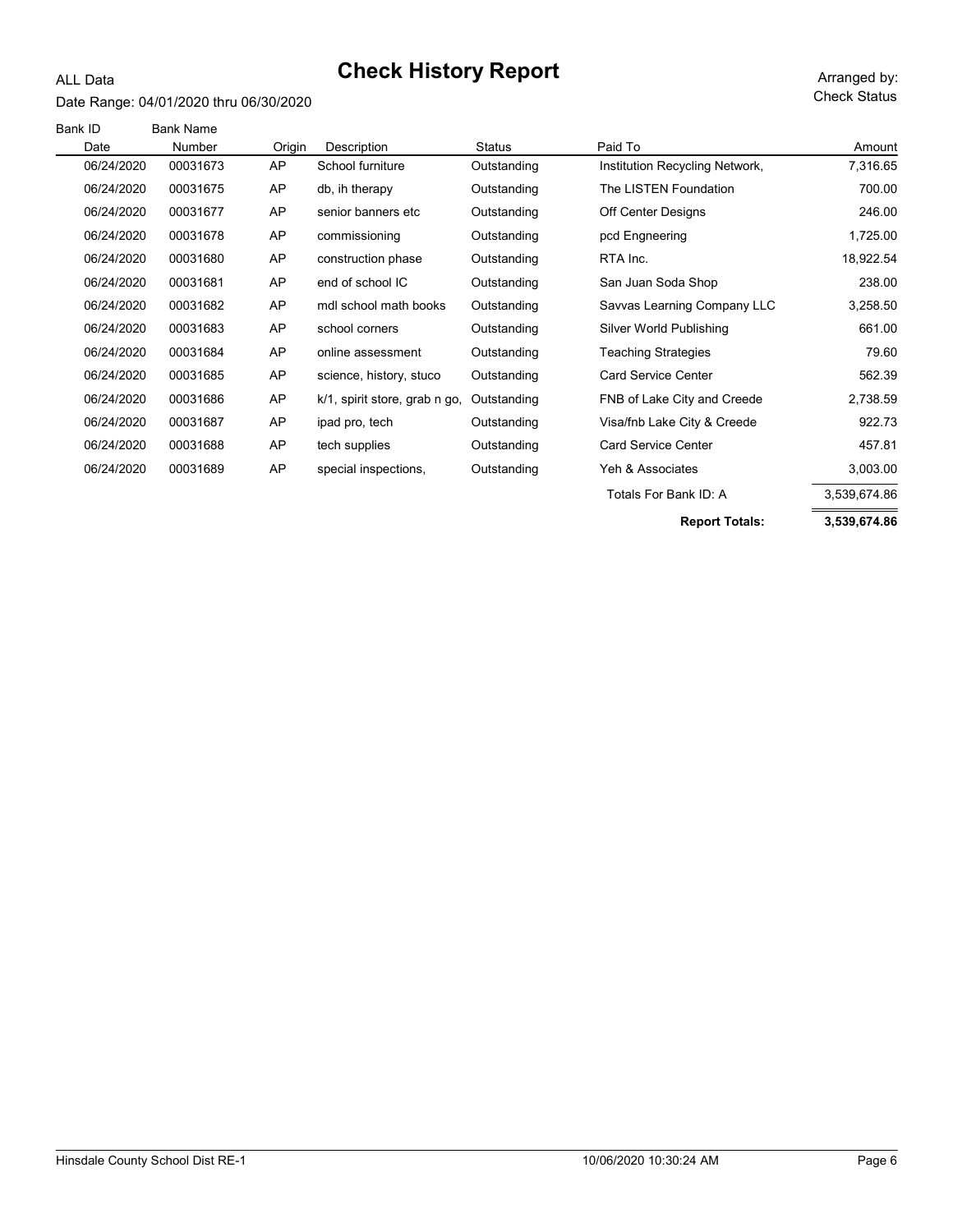ALL Data

# Check History Report

Date Range: 04/01/2020 thru 06/30/2020

Arranged by: Check Status

| Bank ID / Date | Bank Name / Number | Origin | Description | Status | Paid To | Amount |
|---|---|---|---|---|---|---|
| 06/24/2020 | 00031673 | AP | School furniture | Outstanding | Institution Recycling Network, | 7,316.65 |
| 06/24/2020 | 00031675 | AP | db, ih therapy | Outstanding | The LISTEN Foundation | 700.00 |
| 06/24/2020 | 00031677 | AP | senior banners etc | Outstanding | Off Center Designs | 246.00 |
| 06/24/2020 | 00031678 | AP | commissioning | Outstanding | pcd Engneering | 1,725.00 |
| 06/24/2020 | 00031680 | AP | construction phase | Outstanding | RTA Inc. | 18,922.54 |
| 06/24/2020 | 00031681 | AP | end of school IC | Outstanding | San Juan Soda Shop | 238.00 |
| 06/24/2020 | 00031682 | AP | mdl school math books | Outstanding | Savvas Learning Company LLC | 3,258.50 |
| 06/24/2020 | 00031683 | AP | school corners | Outstanding | Silver World Publishing | 661.00 |
| 06/24/2020 | 00031684 | AP | online assessment | Outstanding | Teaching Strategies | 79.60 |
| 06/24/2020 | 00031685 | AP | science, history, stuco | Outstanding | Card Service Center | 562.39 |
| 06/24/2020 | 00031686 | AP | k/1, spirit store, grab n go, | Outstanding | FNB of Lake City and Creede | 2,738.59 |
| 06/24/2020 | 00031687 | AP | ipad pro, tech | Outstanding | Visa/fnb Lake City & Creede | 922.73 |
| 06/24/2020 | 00031688 | AP | tech supplies | Outstanding | Card Service Center | 457.81 |
| 06/24/2020 | 00031689 | AP | special inspections, | Outstanding | Yeh & Associates | 3,003.00 |
| | | | | | Totals For Bank ID: A | 3,539,674.86 |
| | | | | | **Report Totals:** | **3,539,674.86** |